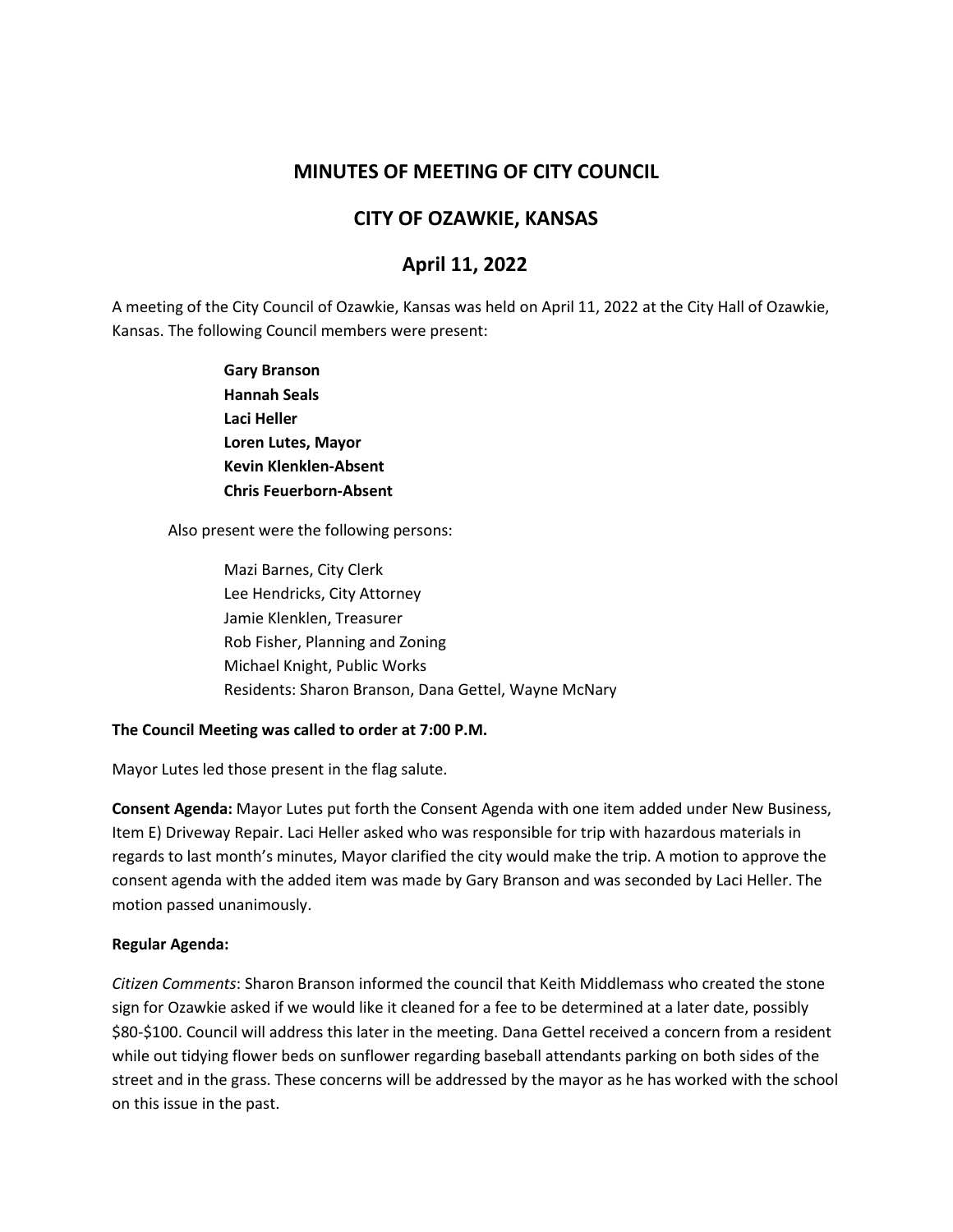# MINUTES OF MEETING OF CITY COUNCIL

# CITY OF OZAWKIE, KANSAS

# April 11, 2022

A meeting of the City Council of Ozawkie, Kansas was held on April 11, 2022 at the City Hall of Ozawkie, Kansas. The following Council members were present:

**Gary Branson**
**Hannah Seals**
**Laci Heller**
**Loren Lutes, Mayor**
**Kevin Klenklen-Absent**
**Chris Feuerborn-Absent**

Also present were the following persons:

Mazi Barnes, City Clerk
Lee Hendricks, City Attorney
Jamie Klenklen, Treasurer
Rob Fisher, Planning and Zoning
Michael Knight, Public Works
Residents: Sharon Branson, Dana Gettel, Wayne McNary

**The Council Meeting was called to order at 7:00 P.M.**

Mayor Lutes led those present in the flag salute.

**Consent Agenda:** Mayor Lutes put forth the Consent Agenda with one item added under New Business, Item E) Driveway Repair. Laci Heller asked who was responsible for trip with hazardous materials in regards to last month's minutes, Mayor clarified the city would make the trip. A motion to approve the consent agenda with the added item was made by Gary Branson and was seconded by Laci Heller. The motion passed unanimously.

**Regular Agenda:**

*Citizen Comments*: Sharon Branson informed the council that Keith Middlemass who created the stone sign for Ozawkie asked if we would like it cleaned for a fee to be determined at a later date, possibly $80-$100. Council will address this later in the meeting. Dana Gettel received a concern from a resident while out tidying flower beds on sunflower regarding baseball attendants parking on both sides of the street and in the grass. These concerns will be addressed by the mayor as he has worked with the school on this issue in the past.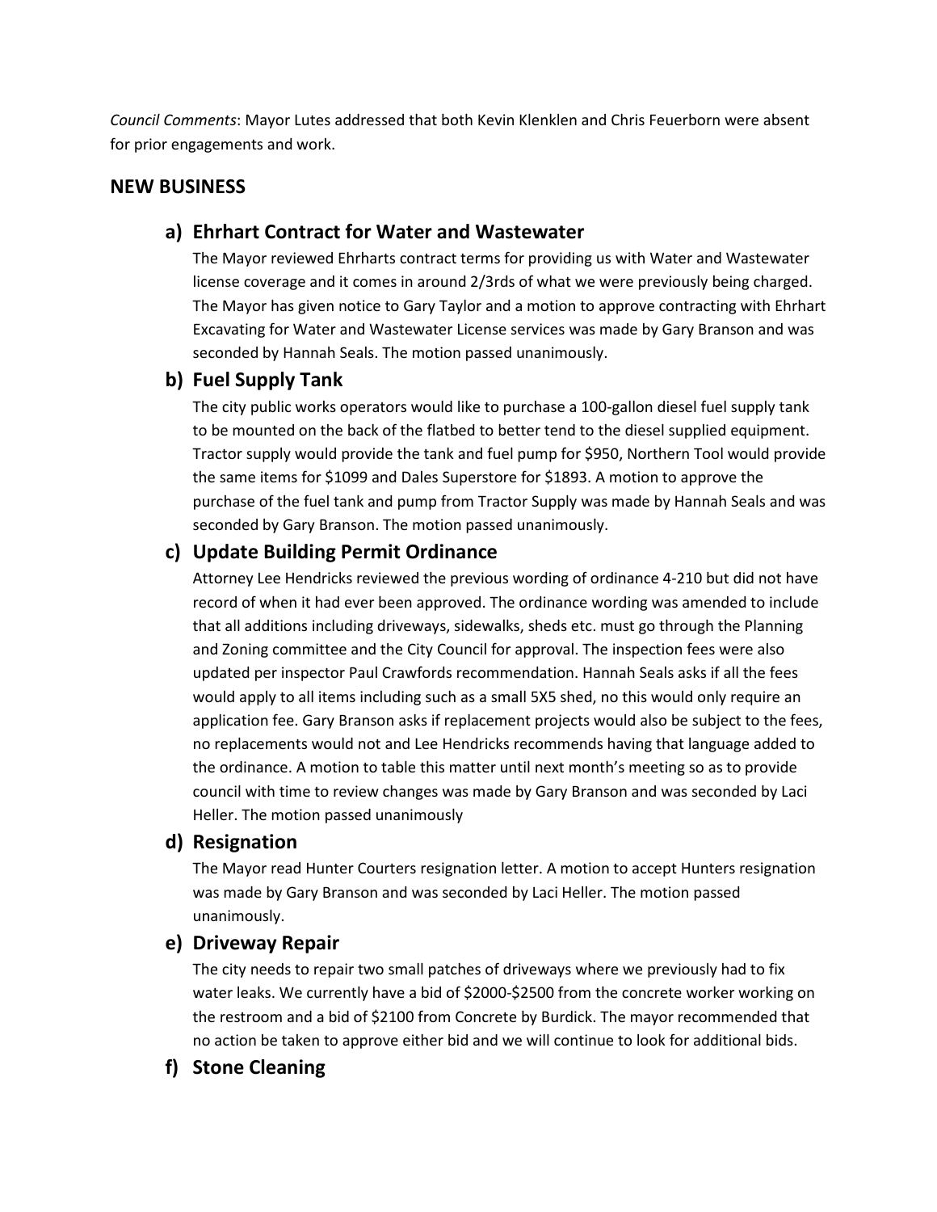*Council Comments*: Mayor Lutes addressed that both Kevin Klenklen and Chris Feuerborn were absent for prior engagements and work.

## NEW BUSINESS

### a) Ehrhart Contract for Water and Wastewater

The Mayor reviewed Ehrharts contract terms for providing us with Water and Wastewater license coverage and it comes in around 2/3rds of what we were previously being charged. The Mayor has given notice to Gary Taylor and a motion to approve contracting with Ehrhart Excavating for Water and Wastewater License services was made by Gary Branson and was seconded by Hannah Seals. The motion passed unanimously.

### b) Fuel Supply Tank

The city public works operators would like to purchase a 100-gallon diesel fuel supply tank to be mounted on the back of the flatbed to better tend to the diesel supplied equipment. Tractor supply would provide the tank and fuel pump for $950, Northern Tool would provide the same items for $1099 and Dales Superstore for $1893. A motion to approve the purchase of the fuel tank and pump from Tractor Supply was made by Hannah Seals and was seconded by Gary Branson. The motion passed unanimously.

### c) Update Building Permit Ordinance

Attorney Lee Hendricks reviewed the previous wording of ordinance 4-210 but did not have record of when it had ever been approved. The ordinance wording was amended to include that all additions including driveways, sidewalks, sheds etc. must go through the Planning and Zoning committee and the City Council for approval. The inspection fees were also updated per inspector Paul Crawfords recommendation. Hannah Seals asks if all the fees would apply to all items including such as a small 5X5 shed, no this would only require an application fee. Gary Branson asks if replacement projects would also be subject to the fees, no replacements would not and Lee Hendricks recommends having that language added to the ordinance. A motion to table this matter until next month's meeting so as to provide council with time to review changes was made by Gary Branson and was seconded by Laci Heller. The motion passed unanimously

### d) Resignation

The Mayor read Hunter Courters resignation letter. A motion to accept Hunters resignation was made by Gary Branson and was seconded by Laci Heller. The motion passed unanimously.

### e) Driveway Repair

The city needs to repair two small patches of driveways where we previously had to fix water leaks. We currently have a bid of $2000-$2500 from the concrete worker working on the restroom and a bid of $2100 from Concrete by Burdick. The mayor recommended that no action be taken to approve either bid and we will continue to look for additional bids.

### f) Stone Cleaning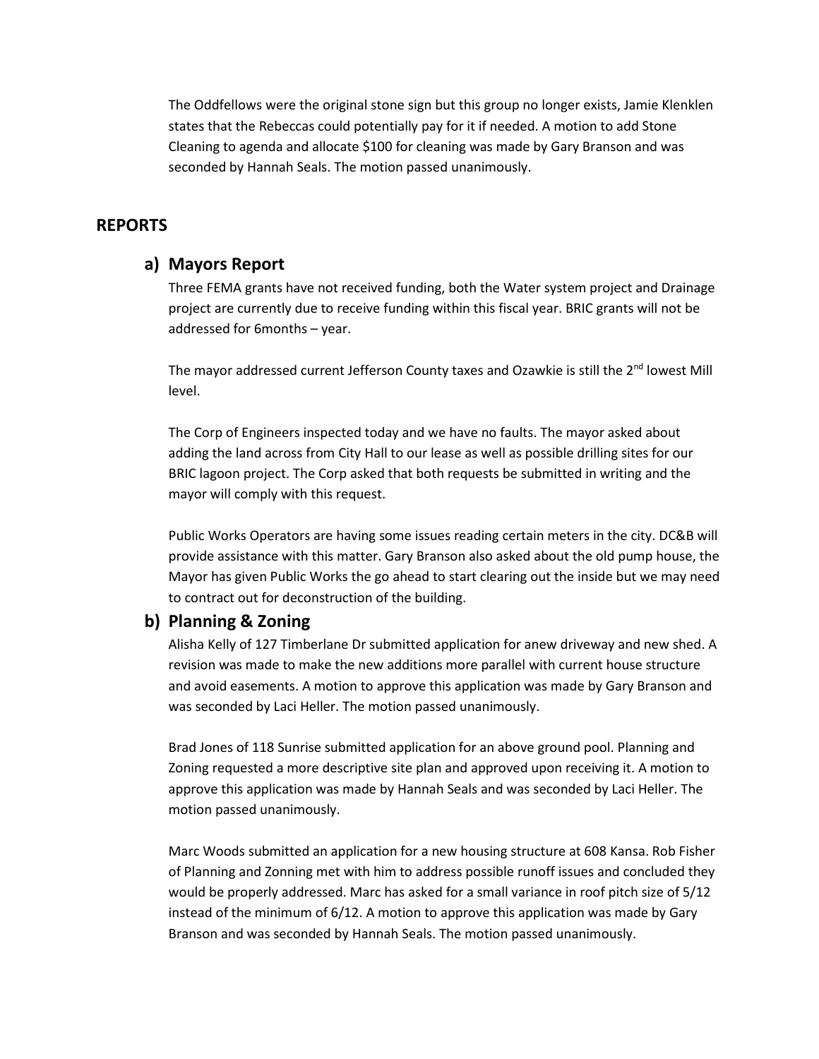The Oddfellows were the original stone sign but this group no longer exists, Jamie Klenklen states that the Rebeccas could potentially pay for it if needed. A motion to add Stone Cleaning to agenda and allocate $100 for cleaning was made by Gary Branson and was seconded by Hannah Seals. The motion passed unanimously.

## REPORTS

### a) Mayors Report

Three FEMA grants have not received funding, both the Water system project and Drainage project are currently due to receive funding within this fiscal year. BRIC grants will not be addressed for 6months – year.

The mayor addressed current Jefferson County taxes and Ozawkie is still the 2nd lowest Mill level.

The Corp of Engineers inspected today and we have no faults. The mayor asked about adding the land across from City Hall to our lease as well as possible drilling sites for our BRIC lagoon project. The Corp asked that both requests be submitted in writing and the mayor will comply with this request.

Public Works Operators are having some issues reading certain meters in the city. DC&B will provide assistance with this matter. Gary Branson also asked about the old pump house, the Mayor has given Public Works the go ahead to start clearing out the inside but we may need to contract out for deconstruction of the building.

### b) Planning & Zoning

Alisha Kelly of 127 Timberlane Dr submitted application for anew driveway and new shed. A revision was made to make the new additions more parallel with current house structure and avoid easements. A motion to approve this application was made by Gary Branson and was seconded by Laci Heller. The motion passed unanimously.

Brad Jones of 118 Sunrise submitted application for an above ground pool. Planning and Zoning requested a more descriptive site plan and approved upon receiving it. A motion to approve this application was made by Hannah Seals and was seconded by Laci Heller. The motion passed unanimously.

Marc Woods submitted an application for a new housing structure at 608 Kansa. Rob Fisher of Planning and Zonning met with him to address possible runoff issues and concluded they would be properly addressed. Marc has asked for a small variance in roof pitch size of 5/12 instead of the minimum of 6/12. A motion to approve this application was made by Gary Branson and was seconded by Hannah Seals. The motion passed unanimously.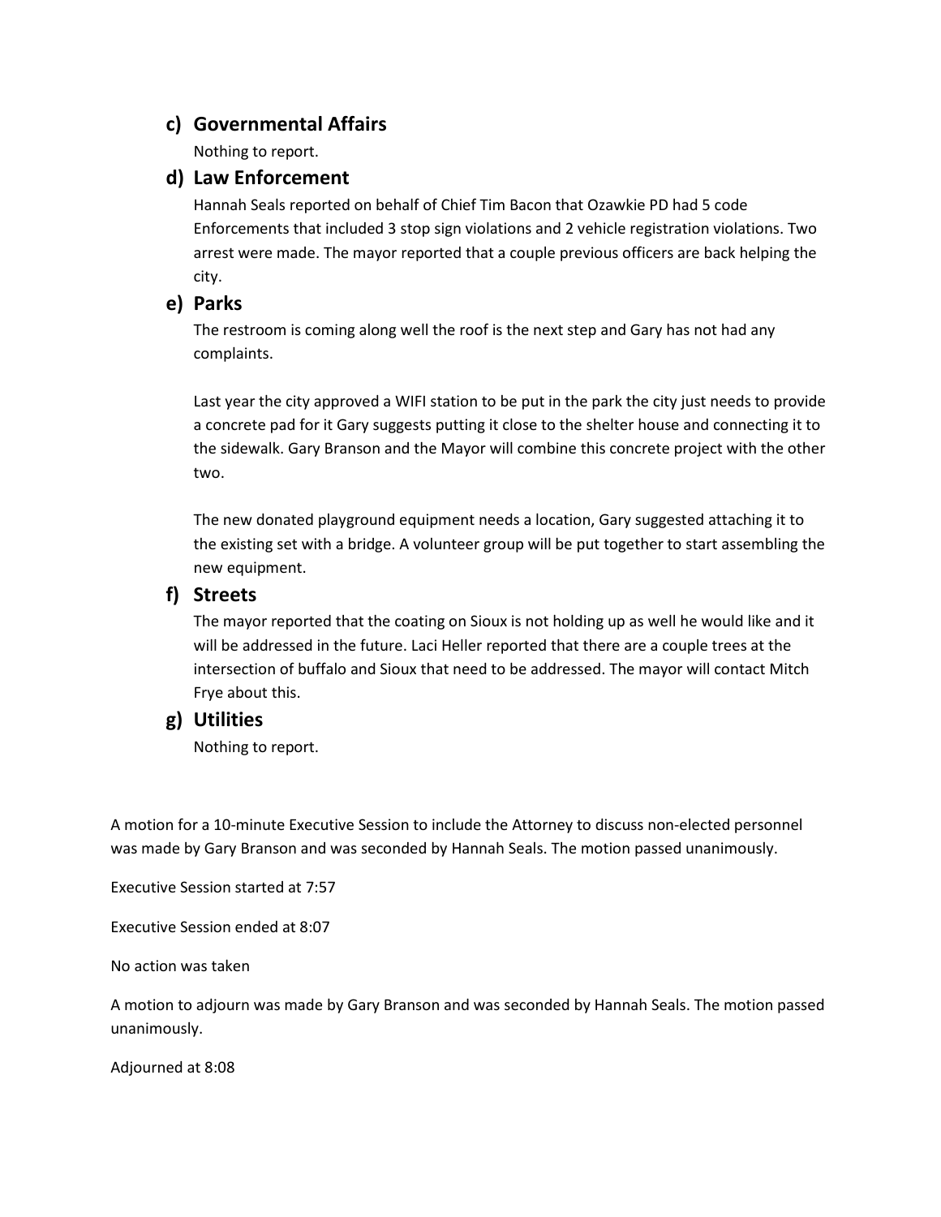## c) Governmental Affairs

Nothing to report.

## d) Law Enforcement

Hannah Seals reported on behalf of Chief Tim Bacon that Ozawkie PD had 5 code Enforcements that included 3 stop sign violations and 2 vehicle registration violations. Two arrest were made. The mayor reported that a couple previous officers are back helping the city.

## e) Parks

The restroom is coming along well the roof is the next step and Gary has not had any complaints.

Last year the city approved a WIFI station to be put in the park the city just needs to provide a concrete pad for it Gary suggests putting it close to the shelter house and connecting it to the sidewalk. Gary Branson and the Mayor will combine this concrete project with the other two.

The new donated playground equipment needs a location, Gary suggested attaching it to the existing set with a bridge. A volunteer group will be put together to start assembling the new equipment.

## f) Streets

The mayor reported that the coating on Sioux is not holding up as well he would like and it will be addressed in the future. Laci Heller reported that there are a couple trees at the intersection of buffalo and Sioux that need to be addressed. The mayor will contact Mitch Frye about this.

## g) Utilities

Nothing to report.

A motion for a 10-minute Executive Session to include the Attorney to discuss non-elected personnel was made by Gary Branson and was seconded by Hannah Seals. The motion passed unanimously.

Executive Session started at 7:57

Executive Session ended at 8:07

No action was taken

A motion to adjourn was made by Gary Branson and was seconded by Hannah Seals. The motion passed unanimously.

Adjourned at 8:08